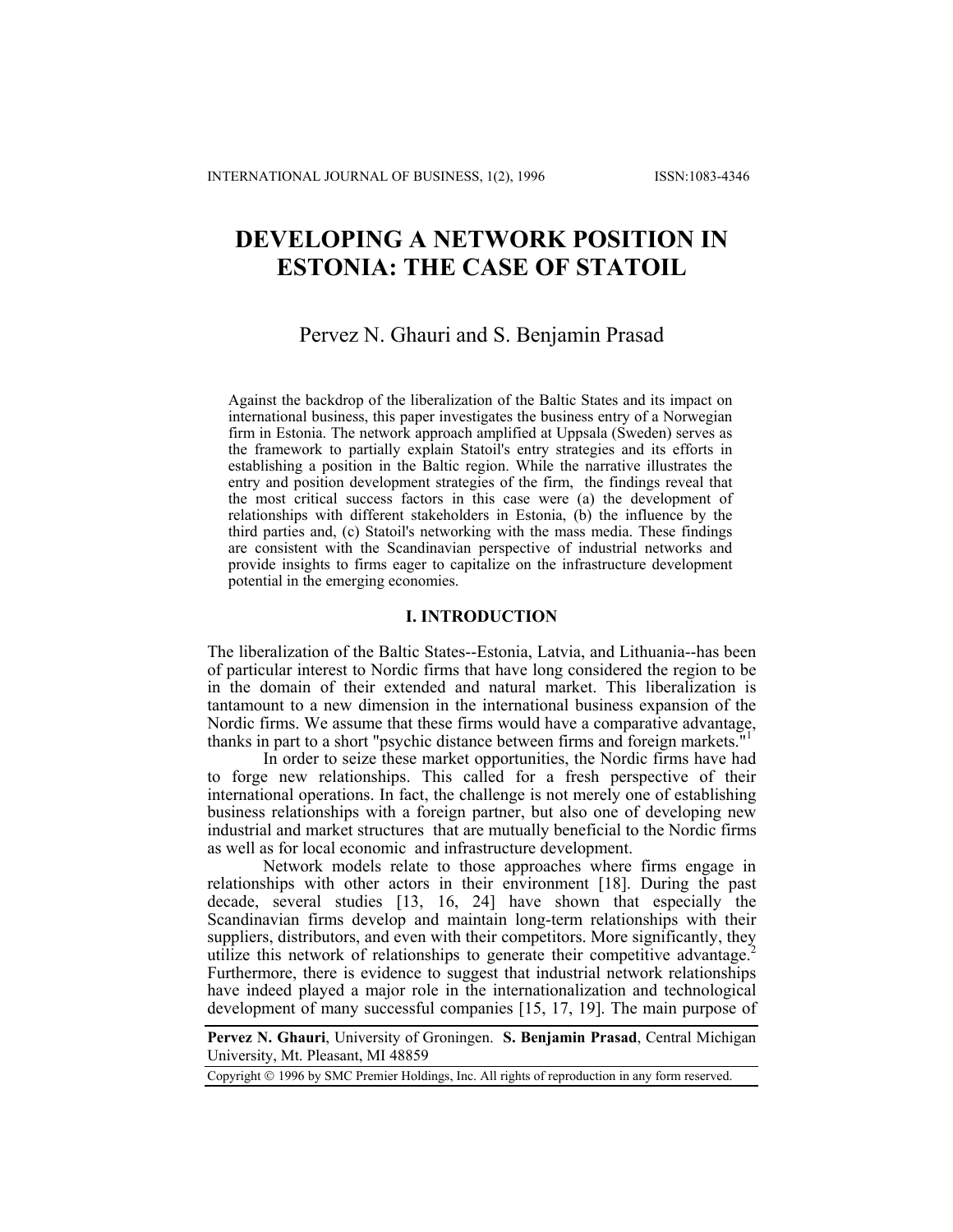# DEVELOPING A NETWORK POSITION IN ESTONIA: THE CASE OF STATOIL

Pervez N. Ghauri and S. Benjamin Prasad

Against the backdrop of the liberalization of the Baltic States and its impact on international business, this paper investigates the business entry of a Norwegian firm in Estonia. The network approach amplified at Uppsala (Sweden) serves as the framework to partially explain Statoil's entry strategies and its efforts in establishing a position in the Baltic region. While the narrative illustrates the entry and position development strategies of the firm, the findings reveal that the most critical success factors in this case were (a) the development of relationships with different stakeholders in Estonia, (b) the influence by the third parties and, (c) Statoil's networking with the mass media. These findings are consistent with the Scandinavian perspective of industrial networks and provide insights to firms eager to capitalize on the infrastructure development potential in the emerging economies.

## I. INTRODUCTION

The liberalization of the Baltic States--Estonia, Latvia, and Lithuania--has been of particular interest to Nordic firms that have long considered the region to be in the domain of their extended and natural market. This liberalization is tantamount to a new dimension in the international business expansion of the Nordic firms. We assume that these firms would have a comparative advantage, thanks in part to a short "psychic distance between firms and foreign markets."[1]

In order to seize these market opportunities, the Nordic firms have had to forge new relationships. This called for a fresh perspective of their international operations. In fact, the challenge is not merely one of establishing business relationships with a foreign partner, but also one of developing new industrial and market structures that are mutually beneficial to the Nordic firms as well as for local economic and infrastructure development.

Network models relate to those approaches where firms engage in relationships with other actors in their environment [18]. During the past decade, several studies [13, 16, 24] have shown that especially the Scandinavian firms develop and maintain long-term relationships with their suppliers, distributors, and even with their competitors. More significantly, they utilize this network of relationships to generate their competitive advantage.[2] Furthermore, there is evidence to suggest that industrial network relationships have indeed played a major role in the internationalization and technological development of many successful companies [15, 17, 19]. The main purpose of

**Pervez N. Ghauri**, University of Groningen. **S. Benjamin Prasad**, Central Michigan University, Mt. Pleasant, MI 48859

Copyright © 1996 by SMC Premier Holdings, Inc. All rights of reproduction in any form reserved.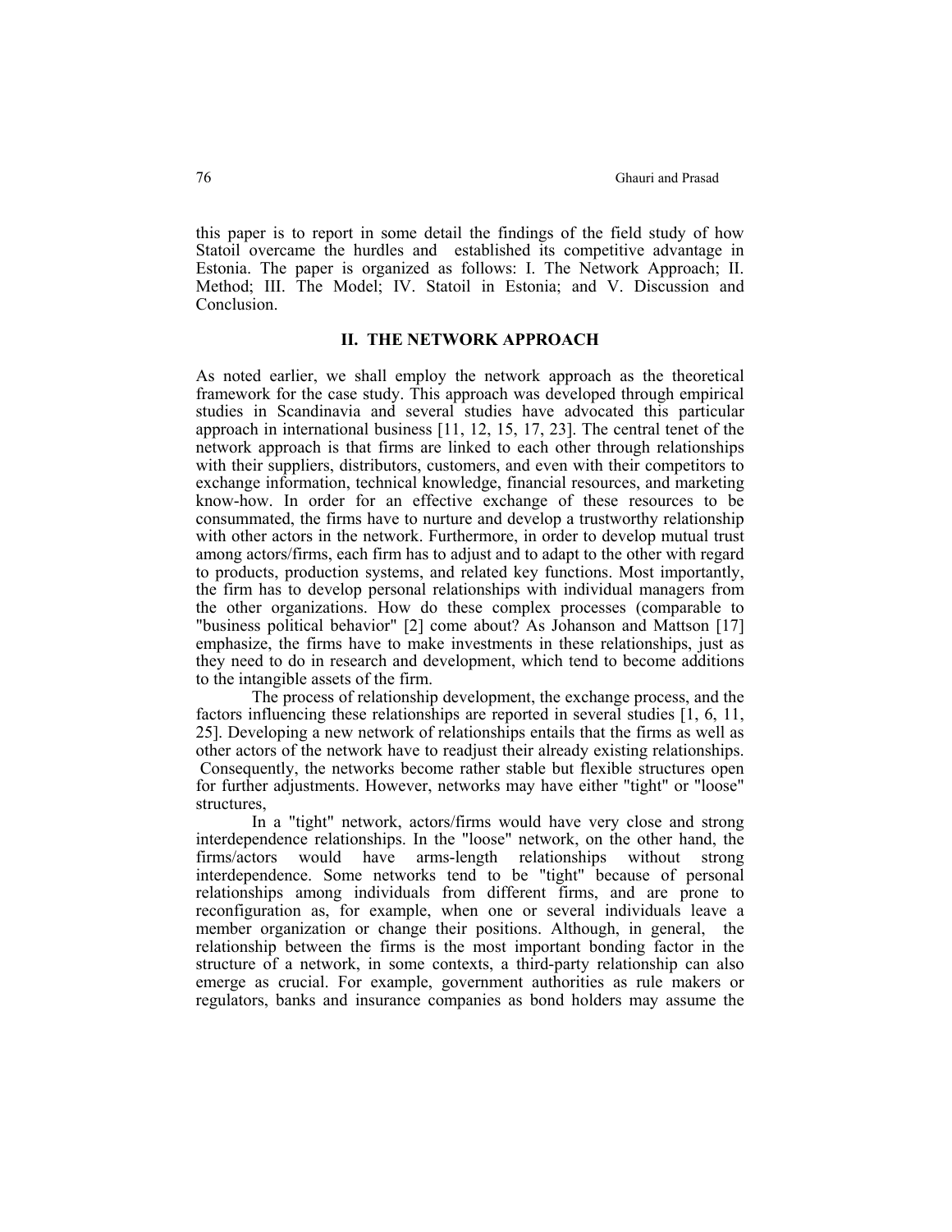this paper is to report in some detail the findings of the field study of how Statoil overcame the hurdles and established its competitive advantage in Estonia. The paper is organized as follows: I. The Network Approach; II. Method; III. The Model; IV. Statoil in Estonia; and V. Discussion and Conclusion.

## II. THE NETWORK APPROACH

As noted earlier, we shall employ the network approach as the theoretical framework for the case study. This approach was developed through empirical studies in Scandinavia and several studies have advocated this particular approach in international business [11, 12, 15, 17, 23]. The central tenet of the network approach is that firms are linked to each other through relationships with their suppliers, distributors, customers, and even with their competitors to exchange information, technical knowledge, financial resources, and marketing know-how. In order for an effective exchange of these resources to be consummated, the firms have to nurture and develop a trustworthy relationship with other actors in the network. Furthermore, in order to develop mutual trust among actors/firms, each firm has to adjust and to adapt to the other with regard to products, production systems, and related key functions. Most importantly, the firm has to develop personal relationships with individual managers from the other organizations. How do these complex processes (comparable to "business political behavior" [2] come about? As Johanson and Mattson [17] emphasize, the firms have to make investments in these relationships, just as they need to do in research and development, which tend to become additions to the intangible assets of the firm.

The process of relationship development, the exchange process, and the factors influencing these relationships are reported in several studies [1, 6, 11, 25]. Developing a new network of relationships entails that the firms as well as other actors of the network have to readjust their already existing relationships. Consequently, the networks become rather stable but flexible structures open for further adjustments. However, networks may have either "tight" or "loose" structures,

In a "tight" network, actors/firms would have very close and strong interdependence relationships. In the "loose" network, on the other hand, the firms/actors would have arms-length relationships without strong interdependence. Some networks tend to be "tight" because of personal relationships among individuals from different firms, and are prone to reconfiguration as, for example, when one or several individuals leave a member organization or change their positions. Although, in general, the relationship between the firms is the most important bonding factor in the structure of a network, in some contexts, a third-party relationship can also emerge as crucial. For example, government authorities as rule makers or regulators, banks and insurance companies as bond holders may assume the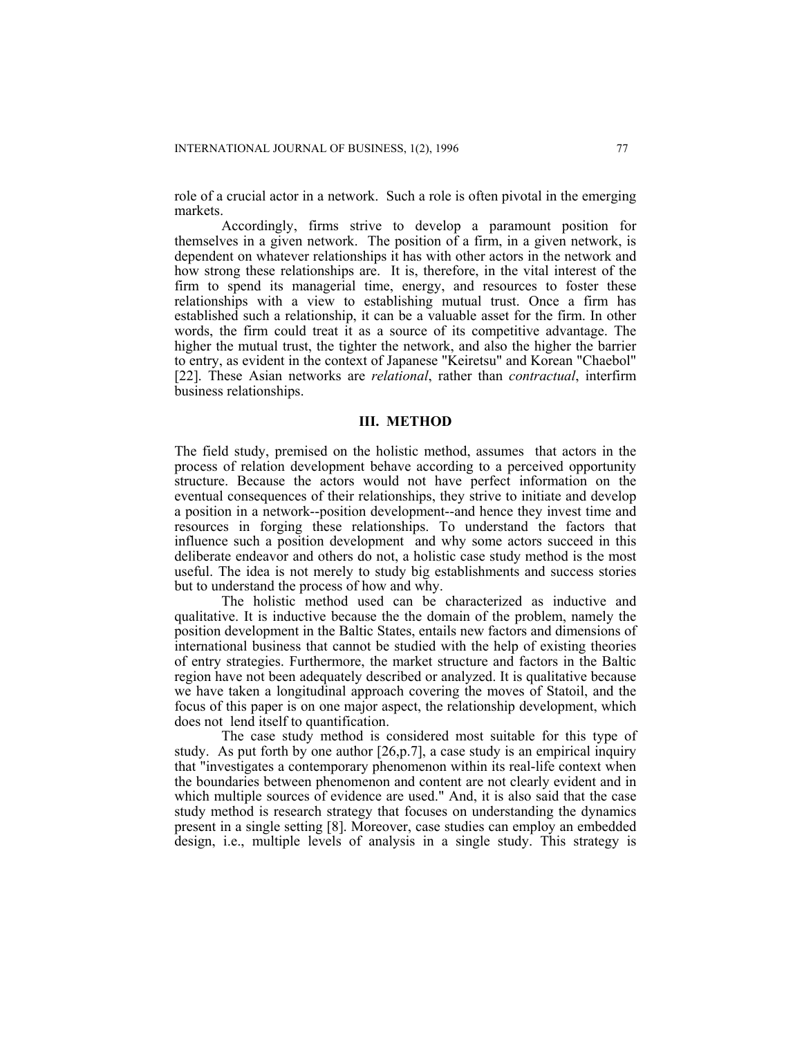role of a crucial actor in a network. Such a role is often pivotal in the emerging markets.

Accordingly, firms strive to develop a paramount position for themselves in a given network. The position of a firm, in a given network, is dependent on whatever relationships it has with other actors in the network and how strong these relationships are. It is, therefore, in the vital interest of the firm to spend its managerial time, energy, and resources to foster these relationships with a view to establishing mutual trust. Once a firm has established such a relationship, it can be a valuable asset for the firm. In other words, the firm could treat it as a source of its competitive advantage. The higher the mutual trust, the tighter the network, and also the higher the barrier to entry, as evident in the context of Japanese "Keiretsu" and Korean "Chaebol" [22]. These Asian networks are *relational*, rather than *contractual*, interfirm business relationships.

## III. METHOD

The field study, premised on the holistic method, assumes that actors in the process of relation development behave according to a perceived opportunity structure. Because the actors would not have perfect information on the eventual consequences of their relationships, they strive to initiate and develop a position in a network--position development--and hence they invest time and resources in forging these relationships. To understand the factors that influence such a position development and why some actors succeed in this deliberate endeavor and others do not, a holistic case study method is the most useful. The idea is not merely to study big establishments and success stories but to understand the process of how and why.

The holistic method used can be characterized as inductive and qualitative. It is inductive because the the domain of the problem, namely the position development in the Baltic States, entails new factors and dimensions of international business that cannot be studied with the help of existing theories of entry strategies. Furthermore, the market structure and factors in the Baltic region have not been adequately described or analyzed. It is qualitative because we have taken a longitudinal approach covering the moves of Statoil, and the focus of this paper is on one major aspect, the relationship development, which does not lend itself to quantification.

The case study method is considered most suitable for this type of study. As put forth by one author [26,p.7], a case study is an empirical inquiry that "investigates a contemporary phenomenon within its real-life context when the boundaries between phenomenon and content are not clearly evident and in which multiple sources of evidence are used." And, it is also said that the case study method is research strategy that focuses on understanding the dynamics present in a single setting [8]. Moreover, case studies can employ an embedded design, i.e., multiple levels of analysis in a single study. This strategy is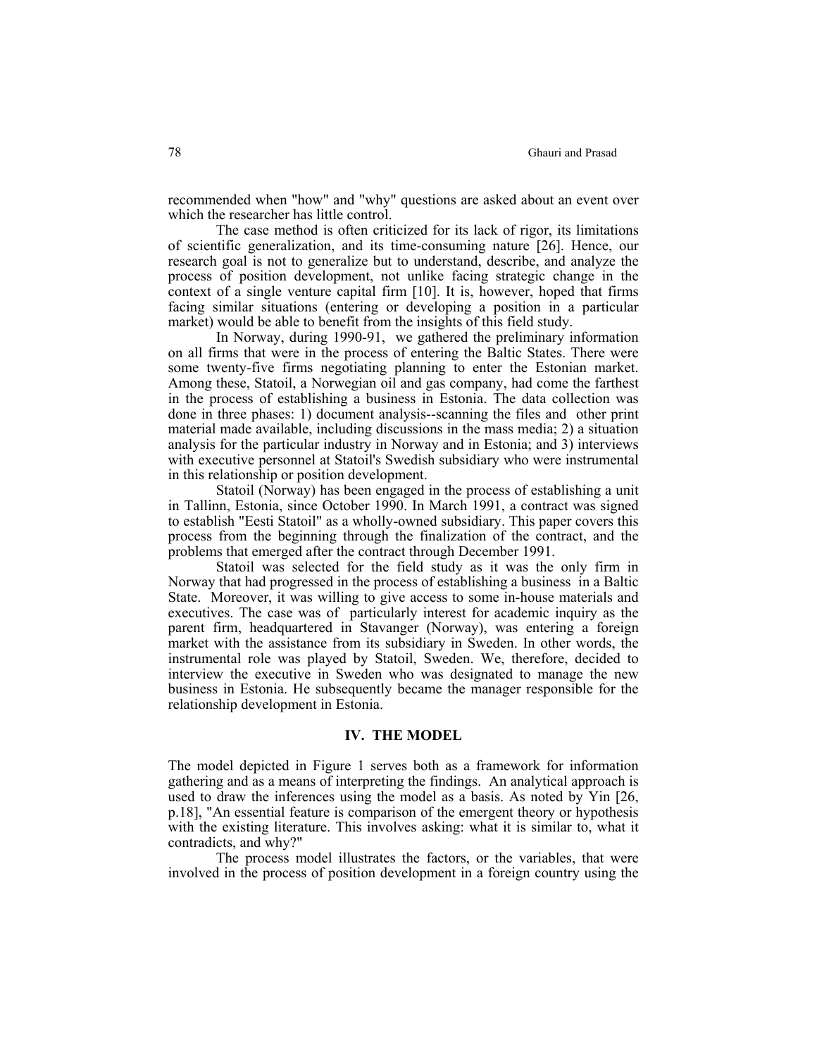recommended when "how" and "why" questions are asked about an event over which the researcher has little control.

The case method is often criticized for its lack of rigor, its limitations of scientific generalization, and its time-consuming nature [26]. Hence, our research goal is not to generalize but to understand, describe, and analyze the process of position development, not unlike facing strategic change in the context of a single venture capital firm [10]. It is, however, hoped that firms facing similar situations (entering or developing a position in a particular market) would be able to benefit from the insights of this field study.

In Norway, during 1990-91, we gathered the preliminary information on all firms that were in the process of entering the Baltic States. There were some twenty-five firms negotiating planning to enter the Estonian market. Among these, Statoil, a Norwegian oil and gas company, had come the farthest in the process of establishing a business in Estonia. The data collection was done in three phases: 1) document analysis--scanning the files and other print material made available, including discussions in the mass media; 2) a situation analysis for the particular industry in Norway and in Estonia; and 3) interviews with executive personnel at Statoil's Swedish subsidiary who were instrumental in this relationship or position development.

Statoil (Norway) has been engaged in the process of establishing a unit in Tallinn, Estonia, since October 1990. In March 1991, a contract was signed to establish "Eesti Statoil" as a wholly-owned subsidiary. This paper covers this process from the beginning through the finalization of the contract, and the problems that emerged after the contract through December 1991.

Statoil was selected for the field study as it was the only firm in Norway that had progressed in the process of establishing a business in a Baltic State. Moreover, it was willing to give access to some in-house materials and executives. The case was of particularly interest for academic inquiry as the parent firm, headquartered in Stavanger (Norway), was entering a foreign market with the assistance from its subsidiary in Sweden. In other words, the instrumental role was played by Statoil, Sweden. We, therefore, decided to interview the executive in Sweden who was designated to manage the new business in Estonia. He subsequently became the manager responsible for the relationship development in Estonia.

## IV. THE MODEL

The model depicted in Figure 1 serves both as a framework for information gathering and as a means of interpreting the findings. An analytical approach is used to draw the inferences using the model as a basis. As noted by Yin [26, p.18], "An essential feature is comparison of the emergent theory or hypothesis with the existing literature. This involves asking: what it is similar to, what it contradicts, and why?"

The process model illustrates the factors, or the variables, that were involved in the process of position development in a foreign country using the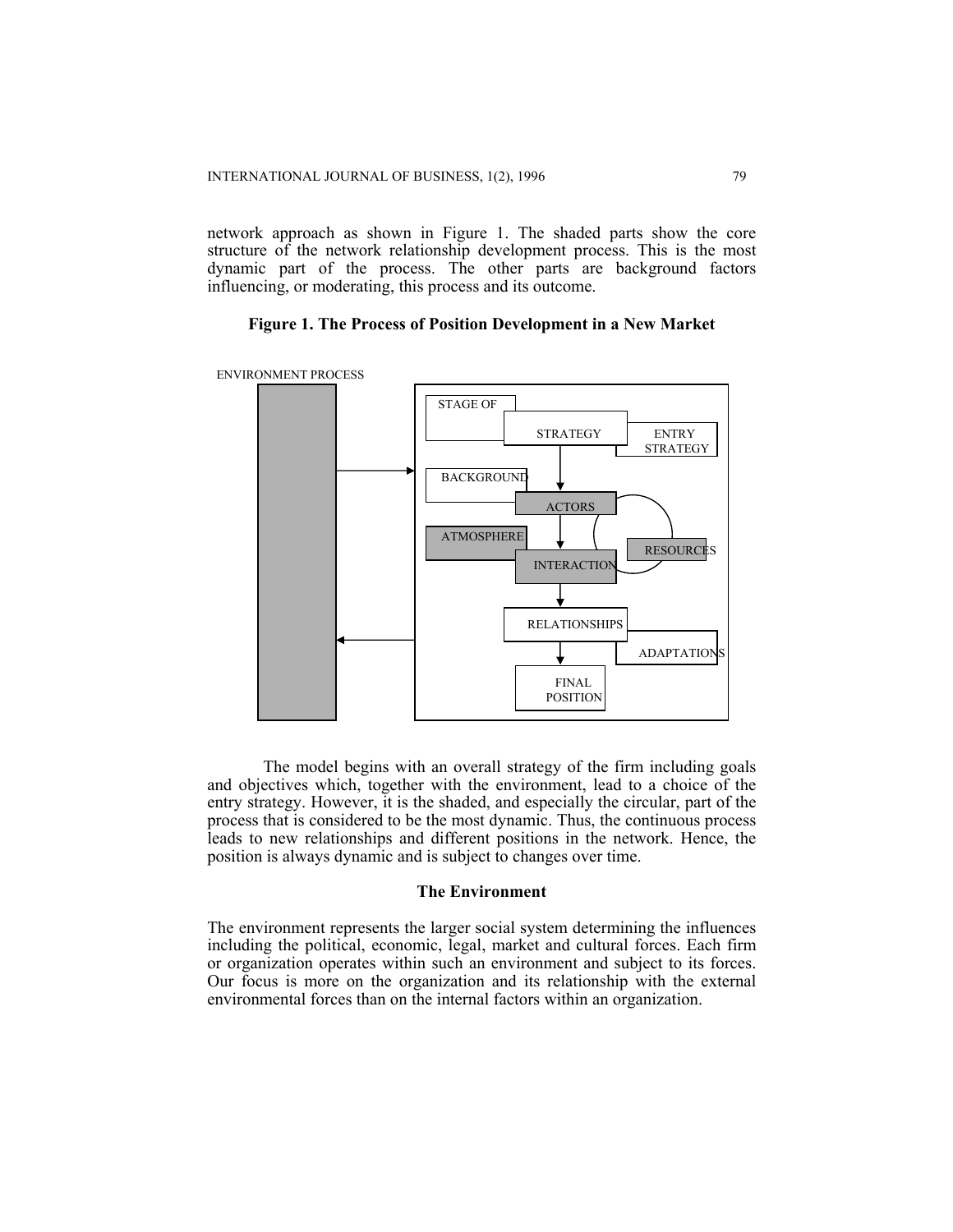network approach as shown in Figure 1. The shaded parts show the core structure of the network relationship development process. This is the most dynamic part of the process. The other parts are background factors influencing, or moderating, this process and its outcome.

**Figure 1. The Process of Position Development in a New Market**

ENVIRONMENT PROCESS

STAGE OF STRATEGY ENTRY STRATEGY

BACKGROUND ACTORS

ATMOSPHERE INTERACTION RESOURCES

RELATIONSHIPS ADAPTATIONS

FINAL POSITION

The model begins with an overall strategy of the firm including goals and objectives which, together with the environment, lead to a choice of the entry strategy. However, it is the shaded, and especially the circular, part of the process that is considered to be the most dynamic. Thus, the continuous process leads to new relationships and different positions in the network. Hence, the position is always dynamic and is subject to changes over time.

### The Environment

The environment represents the larger social system determining the influences including the political, economic, legal, market and cultural forces. Each firm or organization operates within such an environment and subject to its forces. Our focus is more on the organization and its relationship with the external environmental forces than on the internal factors within an organization.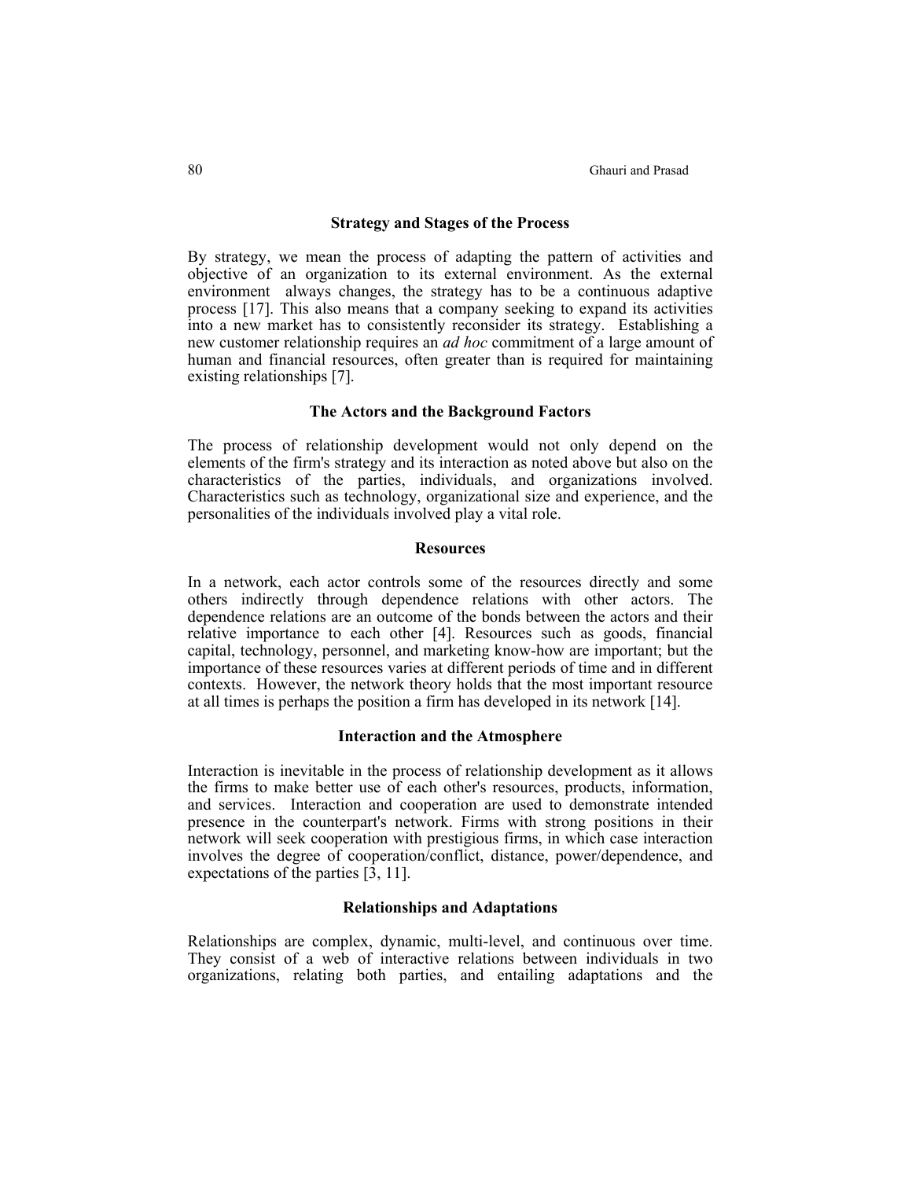### Strategy and Stages of the Process

By strategy, we mean the process of adapting the pattern of activities and objective of an organization to its external environment. As the external environment always changes, the strategy has to be a continuous adaptive process [17]. This also means that a company seeking to expand its activities into a new market has to consistently reconsider its strategy. Establishing a new customer relationship requires an *ad hoc* commitment of a large amount of human and financial resources, often greater than is required for maintaining existing relationships [7].

### The Actors and the Background Factors

The process of relationship development would not only depend on the elements of the firm's strategy and its interaction as noted above but also on the characteristics of the parties, individuals, and organizations involved. Characteristics such as technology, organizational size and experience, and the personalities of the individuals involved play a vital role.

### Resources

In a network, each actor controls some of the resources directly and some others indirectly through dependence relations with other actors. The dependence relations are an outcome of the bonds between the actors and their relative importance to each other [4]. Resources such as goods, financial capital, technology, personnel, and marketing know-how are important; but the importance of these resources varies at different periods of time and in different contexts. However, the network theory holds that the most important resource at all times is perhaps the position a firm has developed in its network [14].

### Interaction and the Atmosphere

Interaction is inevitable in the process of relationship development as it allows the firms to make better use of each other's resources, products, information, and services. Interaction and cooperation are used to demonstrate intended presence in the counterpart's network. Firms with strong positions in their network will seek cooperation with prestigious firms, in which case interaction involves the degree of cooperation/conflict, distance, power/dependence, and expectations of the parties [3, 11].

### Relationships and Adaptations

Relationships are complex, dynamic, multi-level, and continuous over time. They consist of a web of interactive relations between individuals in two organizations, relating both parties, and entailing adaptations and the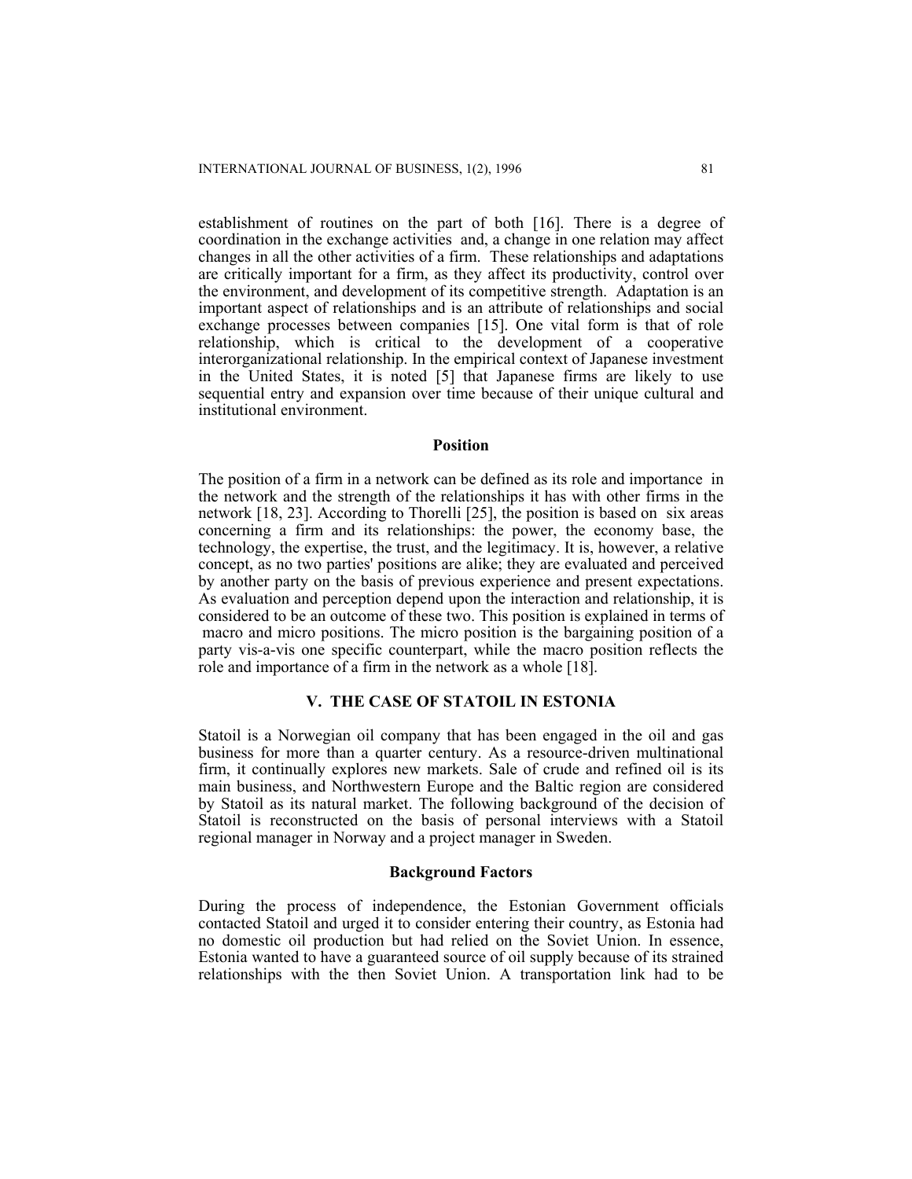establishment of routines on the part of both [16]. There is a degree of coordination in the exchange activities and, a change in one relation may affect changes in all the other activities of a firm. These relationships and adaptations are critically important for a firm, as they affect its productivity, control over the environment, and development of its competitive strength. Adaptation is an important aspect of relationships and is an attribute of relationships and social exchange processes between companies [15]. One vital form is that of role relationship, which is critical to the development of a cooperative interorganizational relationship. In the empirical context of Japanese investment in the United States, it is noted [5] that Japanese firms are likely to use sequential entry and expansion over time because of their unique cultural and institutional environment.

### Position

The position of a firm in a network can be defined as its role and importance in the network and the strength of the relationships it has with other firms in the network [18, 23]. According to Thorelli [25], the position is based on six areas concerning a firm and its relationships: the power, the economy base, the technology, the expertise, the trust, and the legitimacy. It is, however, a relative concept, as no two parties' positions are alike; they are evaluated and perceived by another party on the basis of previous experience and present expectations. As evaluation and perception depend upon the interaction and relationship, it is considered to be an outcome of these two. This position is explained in terms of macro and micro positions. The micro position is the bargaining position of a party vis-a-vis one specific counterpart, while the macro position reflects the role and importance of a firm in the network as a whole [18].

## V. THE CASE OF STATOIL IN ESTONIA

Statoil is a Norwegian oil company that has been engaged in the oil and gas business for more than a quarter century. As a resource-driven multinational firm, it continually explores new markets. Sale of crude and refined oil is its main business, and Northwestern Europe and the Baltic region are considered by Statoil as its natural market. The following background of the decision of Statoil is reconstructed on the basis of personal interviews with a Statoil regional manager in Norway and a project manager in Sweden.

### Background Factors

During the process of independence, the Estonian Government officials contacted Statoil and urged it to consider entering their country, as Estonia had no domestic oil production but had relied on the Soviet Union. In essence, Estonia wanted to have a guaranteed source of oil supply because of its strained relationships with the then Soviet Union. A transportation link had to be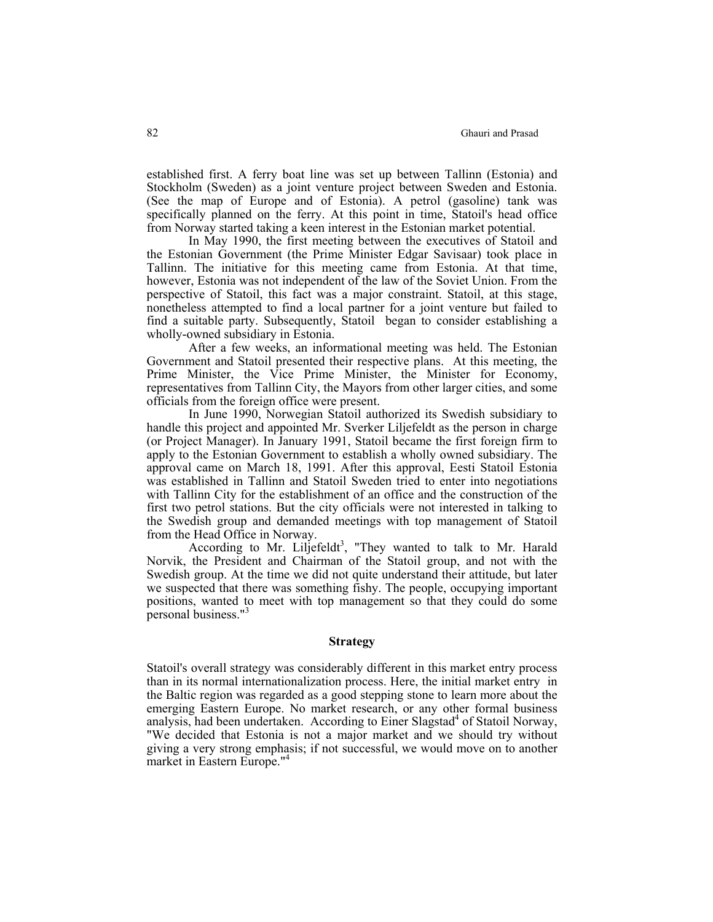established first. A ferry boat line was set up between Tallinn (Estonia) and Stockholm (Sweden) as a joint venture project between Sweden and Estonia. (See the map of Europe and of Estonia). A petrol (gasoline) tank was specifically planned on the ferry. At this point in time, Statoil's head office from Norway started taking a keen interest in the Estonian market potential.

In May 1990, the first meeting between the executives of Statoil and the Estonian Government (the Prime Minister Edgar Savisaar) took place in Tallinn. The initiative for this meeting came from Estonia. At that time, however, Estonia was not independent of the law of the Soviet Union. From the perspective of Statoil, this fact was a major constraint. Statoil, at this stage, nonetheless attempted to find a local partner for a joint venture but failed to find a suitable party. Subsequently, Statoil began to consider establishing a wholly-owned subsidiary in Estonia.

After a few weeks, an informational meeting was held. The Estonian Government and Statoil presented their respective plans. At this meeting, the Prime Minister, the Vice Prime Minister, the Minister for Economy, representatives from Tallinn City, the Mayors from other larger cities, and some officials from the foreign office were present.

In June 1990, Norwegian Statoil authorized its Swedish subsidiary to handle this project and appointed Mr. Sverker Liljefeldt as the person in charge (or Project Manager). In January 1991, Statoil became the first foreign firm to apply to the Estonian Government to establish a wholly owned subsidiary. The approval came on March 18, 1991. After this approval, Eesti Statoil Estonia was established in Tallinn and Statoil Sweden tried to enter into negotiations with Tallinn City for the establishment of an office and the construction of the first two petrol stations. But the city officials were not interested in talking to the Swedish group and demanded meetings with top management of Statoil from the Head Office in Norway.

According to Mr. Liljefeldt[3], "They wanted to talk to Mr. Harald Norvik, the President and Chairman of the Statoil group, and not with the Swedish group. At the time we did not quite understand their attitude, but later we suspected that there was something fishy. The people, occupying important positions, wanted to meet with top management so that they could do some personal business."[3]

## Strategy

Statoil's overall strategy was considerably different in this market entry process than in its normal internationalization process. Here, the initial market entry in the Baltic region was regarded as a good stepping stone to learn more about the emerging Eastern Europe. No market research, or any other formal business analysis, had been undertaken. According to Einer Slagstad[4] of Statoil Norway, "We decided that Estonia is not a major market and we should try without giving a very strong emphasis; if not successful, we would move on to another market in Eastern Europe."[4]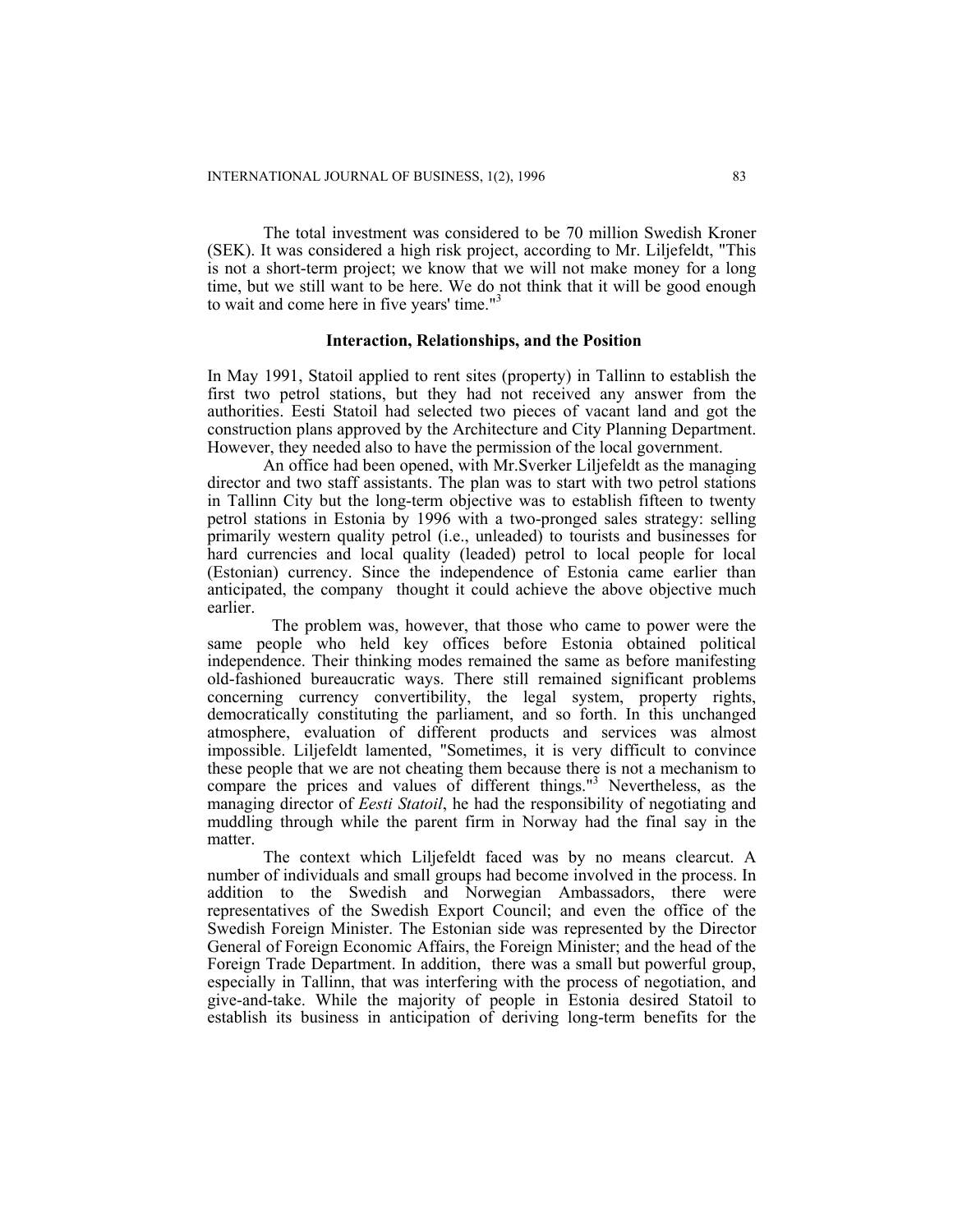The total investment was considered to be 70 million Swedish Kroner (SEK). It was considered a high risk project, according to Mr. Liljefeldt, "This is not a short-term project; we know that we will not make money for a long time, but we still want to be here. We do not think that it will be good enough to wait and come here in five years' time."[3]

### Interaction, Relationships, and the Position

In May 1991, Statoil applied to rent sites (property) in Tallinn to establish the first two petrol stations, but they had not received any answer from the authorities. Eesti Statoil had selected two pieces of vacant land and got the construction plans approved by the Architecture and City Planning Department. However, they needed also to have the permission of the local government.

An office had been opened, with Mr.Sverker Liljefeldt as the managing director and two staff assistants. The plan was to start with two petrol stations in Tallinn City but the long-term objective was to establish fifteen to twenty petrol stations in Estonia by 1996 with a two-pronged sales strategy: selling primarily western quality petrol (i.e., unleaded) to tourists and businesses for hard currencies and local quality (leaded) petrol to local people for local (Estonian) currency. Since the independence of Estonia came earlier than anticipated, the company thought it could achieve the above objective much earlier.

The problem was, however, that those who came to power were the same people who held key offices before Estonia obtained political independence. Their thinking modes remained the same as before manifesting old-fashioned bureaucratic ways. There still remained significant problems concerning currency convertibility, the legal system, property rights, democratically constituting the parliament, and so forth. In this unchanged atmosphere, evaluation of different products and services was almost impossible. Liljefeldt lamented, "Sometimes, it is very difficult to convince these people that we are not cheating them because there is not a mechanism to compare the prices and values of different things."[3] Nevertheless, as the managing director of *Eesti Statoil*, he had the responsibility of negotiating and muddling through while the parent firm in Norway had the final say in the matter.

The context which Liljefeldt faced was by no means clearcut. A number of individuals and small groups had become involved in the process. In addition to the Swedish and Norwegian Ambassadors, there were representatives of the Swedish Export Council; and even the office of the Swedish Foreign Minister. The Estonian side was represented by the Director General of Foreign Economic Affairs, the Foreign Minister; and the head of the Foreign Trade Department. In addition, there was a small but powerful group, especially in Tallinn, that was interfering with the process of negotiation, and give-and-take. While the majority of people in Estonia desired Statoil to establish its business in anticipation of deriving long-term benefits for the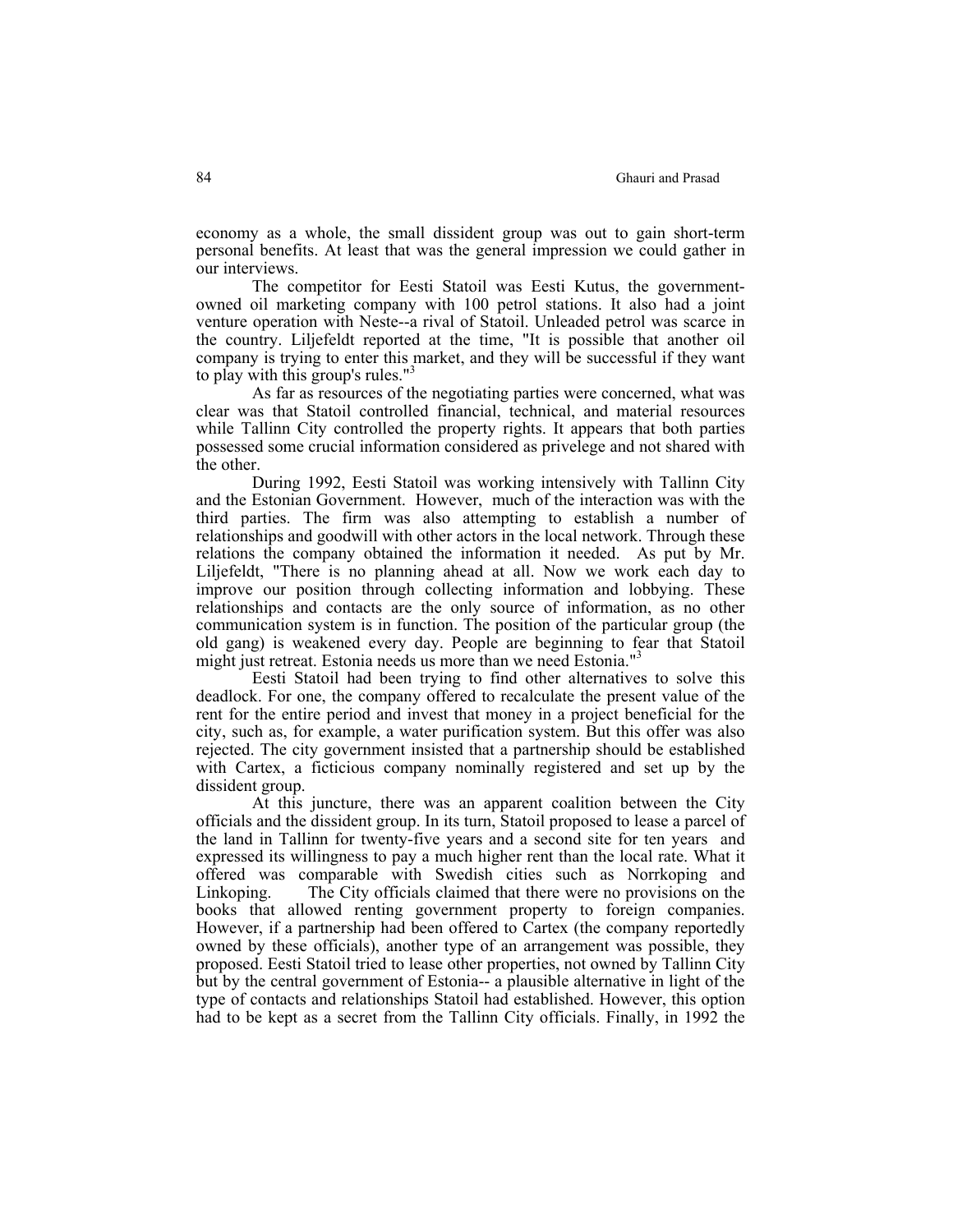economy as a whole, the small dissident group was out to gain short-term personal benefits. At least that was the general impression we could gather in our interviews.

The competitor for Eesti Statoil was Eesti Kutus, the government-owned oil marketing company with 100 petrol stations. It also had a joint venture operation with Neste--a rival of Statoil. Unleaded petrol was scarce in the country. Liljefeldt reported at the time, "It is possible that another oil company is trying to enter this market, and they will be successful if they want to play with this group's rules."[3]

As far as resources of the negotiating parties were concerned, what was clear was that Statoil controlled financial, technical, and material resources while Tallinn City controlled the property rights. It appears that both parties possessed some crucial information considered as privelege and not shared with the other.

During 1992, Eesti Statoil was working intensively with Tallinn City and the Estonian Government. However, much of the interaction was with the third parties. The firm was also attempting to establish a number of relationships and goodwill with other actors in the local network. Through these relations the company obtained the information it needed. As put by Mr. Liljefeldt, "There is no planning ahead at all. Now we work each day to improve our position through collecting information and lobbying. These relationships and contacts are the only source of information, as no other communication system is in function. The position of the particular group (the old gang) is weakened every day. People are beginning to fear that Statoil might just retreat. Estonia needs us more than we need Estonia."[3]

Eesti Statoil had been trying to find other alternatives to solve this deadlock. For one, the company offered to recalculate the present value of the rent for the entire period and invest that money in a project beneficial for the city, such as, for example, a water purification system. But this offer was also rejected. The city government insisted that a partnership should be established with Cartex, a ficticious company nominally registered and set up by the dissident group.

At this juncture, there was an apparent coalition between the City officials and the dissident group. In its turn, Statoil proposed to lease a parcel of the land in Tallinn for twenty-five years and a second site for ten years and expressed its willingness to pay a much higher rent than the local rate. What it offered was comparable with Swedish cities such as Norrkoping and Linkoping. The City officials claimed that there were no provisions on the books that allowed renting government property to foreign companies. However, if a partnership had been offered to Cartex (the company reportedly owned by these officials), another type of an arrangement was possible, they proposed. Eesti Statoil tried to lease other properties, not owned by Tallinn City but by the central government of Estonia-- a plausible alternative in light of the type of contacts and relationships Statoil had established. However, this option had to be kept as a secret from the Tallinn City officials. Finally, in 1992 the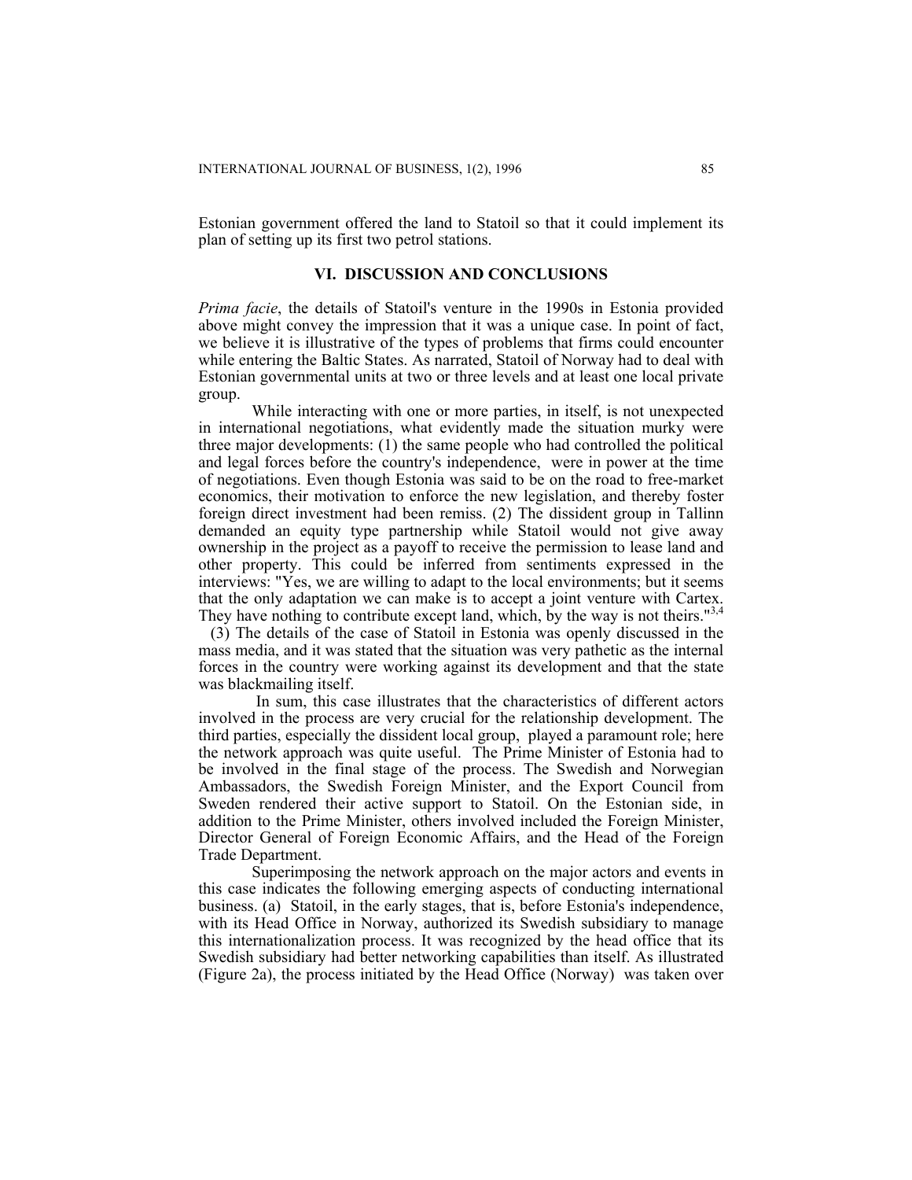Estonian government offered the land to Statoil so that it could implement its plan of setting up its first two petrol stations.

## VI. DISCUSSION AND CONCLUSIONS

*Prima facie*, the details of Statoil's venture in the 1990s in Estonia provided above might convey the impression that it was a unique case. In point of fact, we believe it is illustrative of the types of problems that firms could encounter while entering the Baltic States. As narrated, Statoil of Norway had to deal with Estonian governmental units at two or three levels and at least one local private group.

While interacting with one or more parties, in itself, is not unexpected in international negotiations, what evidently made the situation murky were three major developments: (1) the same people who had controlled the political and legal forces before the country's independence, were in power at the time of negotiations. Even though Estonia was said to be on the road to free-market economics, their motivation to enforce the new legislation, and thereby foster foreign direct investment had been remiss. (2) The dissident group in Tallinn demanded an equity type partnership while Statoil would not give away ownership in the project as a payoff to receive the permission to lease land and other property. This could be inferred from sentiments expressed in the interviews: "Yes, we are willing to adapt to the local environments; but it seems that the only adaptation we can make is to accept a joint venture with Cartex. They have nothing to contribute except land, which, by the way is not theirs."[3,4]

(3) The details of the case of Statoil in Estonia was openly discussed in the mass media, and it was stated that the situation was very pathetic as the internal forces in the country were working against its development and that the state was blackmailing itself.

In sum, this case illustrates that the characteristics of different actors involved in the process are very crucial for the relationship development. The third parties, especially the dissident local group, played a paramount role; here the network approach was quite useful. The Prime Minister of Estonia had to be involved in the final stage of the process. The Swedish and Norwegian Ambassadors, the Swedish Foreign Minister, and the Export Council from Sweden rendered their active support to Statoil. On the Estonian side, in addition to the Prime Minister, others involved included the Foreign Minister, Director General of Foreign Economic Affairs, and the Head of the Foreign Trade Department.

Superimposing the network approach on the major actors and events in this case indicates the following emerging aspects of conducting international business. (a) Statoil, in the early stages, that is, before Estonia's independence, with its Head Office in Norway, authorized its Swedish subsidiary to manage this internationalization process. It was recognized by the head office that its Swedish subsidiary had better networking capabilities than itself. As illustrated (Figure 2a), the process initiated by the Head Office (Norway) was taken over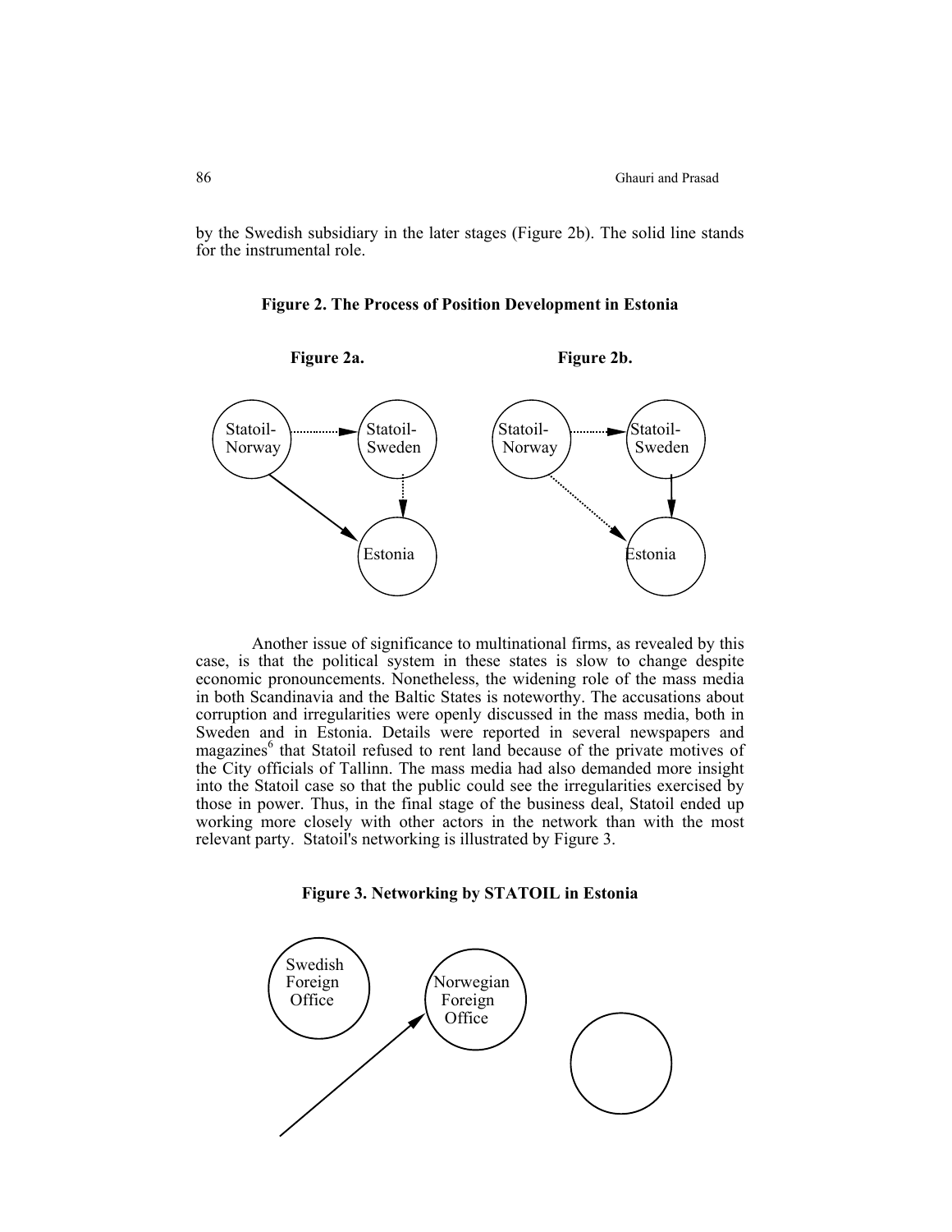by the Swedish subsidiary in the later stages (Figure 2b). The solid line stands for the instrumental role.

**Figure 2. The Process of Position Development in Estonia**

**Figure 2a.** **Figure 2b.**

Statoil-Norway Statoil-Sweden Estonia

Statoil-Norway Statoil-Sweden Estonia

Another issue of significance to multinational firms, as revealed by this case, is that the political system in these states is slow to change despite economic pronouncements. Nonetheless, the widening role of the mass media in both Scandinavia and the Baltic States is noteworthy. The accusations about corruption and irregularities were openly discussed in the mass media, both in Sweden and in Estonia. Details were reported in several newspapers and magazines[6] that Statoil refused to rent land because of the private motives of the City officials of Tallinn. The mass media had also demanded more insight into the Statoil case so that the public could see the irregularities exercised by those in power. Thus, in the final stage of the business deal, Statoil ended up working more closely with other actors in the network than with the most relevant party. Statoil's networking is illustrated by Figure 3.

**Figure 3. Networking by STATOIL in Estonia**

Swedish Foreign Office

Norwegian Foreign Office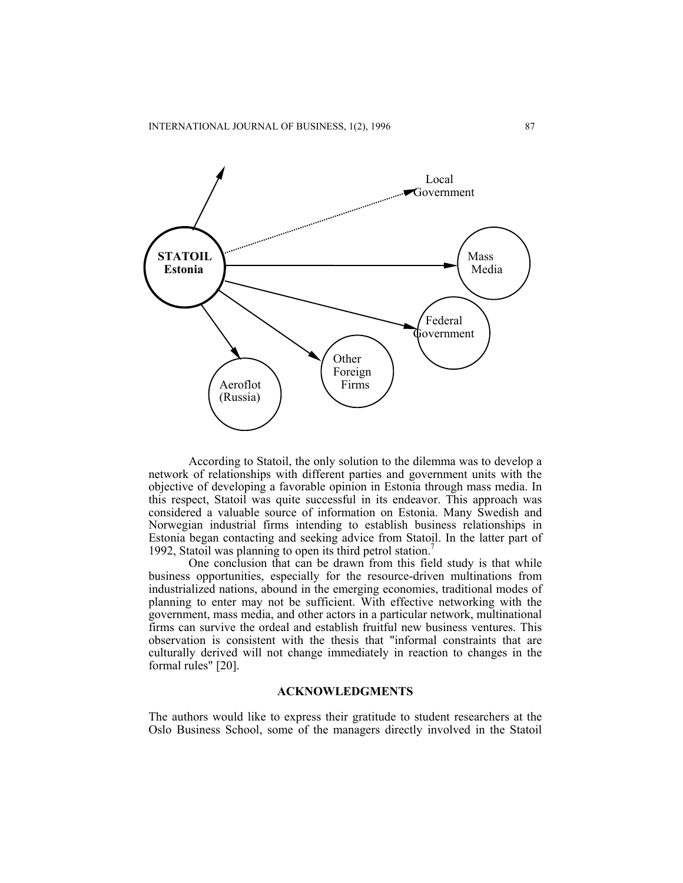According to Statoil, the only solution to the dilemma was to develop a network of relationships with different parties and government units with the objective of developing a favorable opinion in Estonia through mass media. In this respect, Statoil was quite successful in its endeavor. This approach was considered a valuable source of information on Estonia. Many Swedish and Norwegian industrial firms intending to establish business relationships in Estonia began contacting and seeking advice from Statoil. In the latter part of 1992, Statoil was planning to open its third petrol station.[7]

One conclusion that can be drawn from this field study is that while business opportunities, especially for the resource-driven multinations from industrialized nations, abound in the emerging economies, traditional modes of planning to enter may not be sufficient. With effective networking with the government, mass media, and other actors in a particular network, multinational firms can survive the ordeal and establish fruitful new business ventures. This observation is consistent with the thesis that "informal constraints that are culturally derived will not change immediately in reaction to changes in the formal rules" [20].

## ACKNOWLEDGMENTS

The authors would like to express their gratitude to student researchers at the Oslo Business School, some of the managers directly involved in the Statoil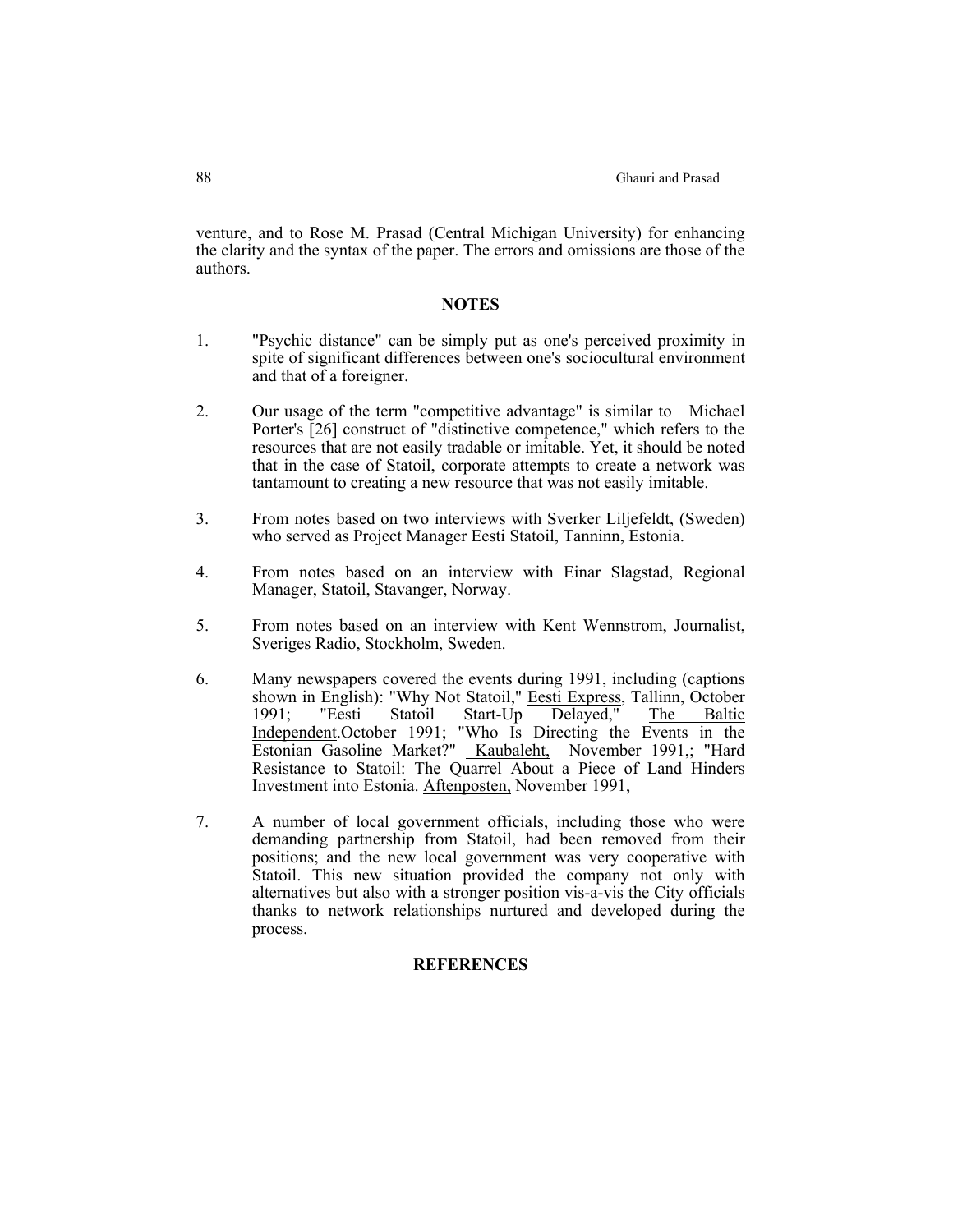venture, and to Rose M. Prasad (Central Michigan University) for enhancing the clarity and the syntax of the paper. The errors and omissions are those of the authors.

## NOTES

1. "Psychic distance" can be simply put as one's perceived proximity in spite of significant differences between one's sociocultural environment and that of a foreigner.

2. Our usage of the term "competitive advantage" is similar to Michael Porter's [26] construct of "distinctive competence," which refers to the resources that are not easily tradable or imitable. Yet, it should be noted that in the case of Statoil, corporate attempts to create a network was tantamount to creating a new resource that was not easily imitable.

3. From notes based on two interviews with Sverker Liljefeldt, (Sweden) who served as Project Manager Eesti Statoil, Tanninn, Estonia.

4. From notes based on an interview with Einar Slagstad, Regional Manager, Statoil, Stavanger, Norway.

5. From notes based on an interview with Kent Wennstrom, Journalist, Sveriges Radio, Stockholm, Sweden.

6. Many newspapers covered the events during 1991, including (captions shown in English): "Why Not Statoil," Eesti Express, Tallinn, October 1991; "Eesti Statoil Start-Up Delayed," The Baltic Independent.October 1991; "Who Is Directing the Events in the Estonian Gasoline Market?" Kaubaleht, November 1991,; "Hard Resistance to Statoil: The Quarrel About a Piece of Land Hinders Investment into Estonia. Aftenposten, November 1991,

7. A number of local government officials, including those who were demanding partnership from Statoil, had been removed from their positions; and the new local government was very cooperative with Statoil. This new situation provided the company not only with alternatives but also with a stronger position vis-a-vis the City officials thanks to network relationships nurtured and developed during the process.

## REFERENCES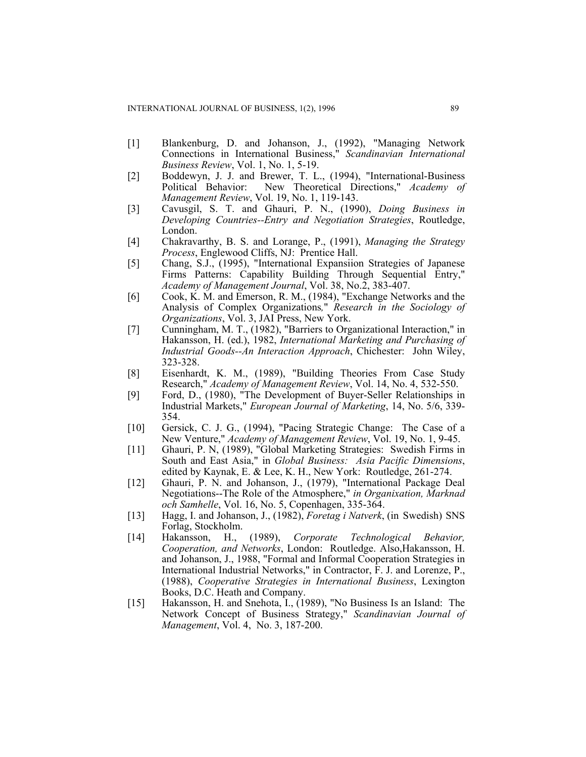[1] Blankenburg, D. and Johanson, J., (1992), "Managing Network Connections in International Business," *Scandinavian International Business Review*, Vol. 1, No. 1, 5-19.

[2] Boddewyn, J. J. and Brewer, T. L., (1994), "International-Business Political Behavior: New Theoretical Directions," *Academy of Management Review*, Vol. 19, No. 1, 119-143.

[3] Cavusgil, S. T. and Ghauri, P. N., (1990), *Doing Business in Developing Countries--Entry and Negotiation Strategies*, Routledge, London.

[4] Chakravarthy, B. S. and Lorange, P., (1991), *Managing the Strategy Process*, Englewood Cliffs, NJ: Prentice Hall.

[5] Chang, S.J., (1995), "International Expansiion Strategies of Japanese Firms Patterns: Capability Building Through Sequential Entry," *Academy of Management Journal*, Vol. 38, No.2, 383-407.

[6] Cook, K. M. and Emerson, R. M., (1984), "Exchange Networks and the Analysis of Complex Organizations," *Research in the Sociology of Organizations*, Vol. 3, JAI Press, New York.

[7] Cunningham, M. T., (1982), "Barriers to Organizational Interaction," in Hakansson, H. (ed.), 1982, *International Marketing and Purchasing of Industrial Goods--An Interaction Approach*, Chichester: John Wiley, 323-328.

[8] Eisenhardt, K. M., (1989), "Building Theories From Case Study Research," *Academy of Management Review*, Vol. 14, No. 4, 532-550.

[9] Ford, D., (1980), "The Development of Buyer-Seller Relationships in Industrial Markets," *European Journal of Marketing*, 14, No. 5/6, 339-354.

[10] Gersick, C. J. G., (1994), "Pacing Strategic Change: The Case of a New Venture," *Academy of Management Review*, Vol. 19, No. 1, 9-45.

[11] Ghauri, P. N, (1989), "Global Marketing Strategies: Swedish Firms in South and East Asia," in *Global Business: Asia Pacific Dimensions*, edited by Kaynak, E. & Lee, K. H., New York: Routledge, 261-274.

[12] Ghauri, P. N. and Johanson, J., (1979), "International Package Deal Negotiations--The Role of the Atmosphere," *in Organixation, Marknad och Samhelle*, Vol. 16, No. 5, Copenhagen, 335-364.

[13] Hagg, I. and Johanson, J., (1982), *Foretag i Natverk*, (in Swedish) SNS Forlag, Stockholm.

[14] Hakansson, H., (1989), *Corporate Technological Behavior, Cooperation, and Networks*, London: Routledge. Also,Hakansson, H. and Johanson, J., 1988, "Formal and Informal Cooperation Strategies in International Industrial Networks," in Contractor, F. J. and Lorenze, P., (1988), *Cooperative Strategies in International Business*, Lexington Books, D.C. Heath and Company.

[15] Hakansson, H. and Snehota, I., (1989), "No Business Is an Island: The Network Concept of Business Strategy," *Scandinavian Journal of Management*, Vol. 4, No. 3, 187-200.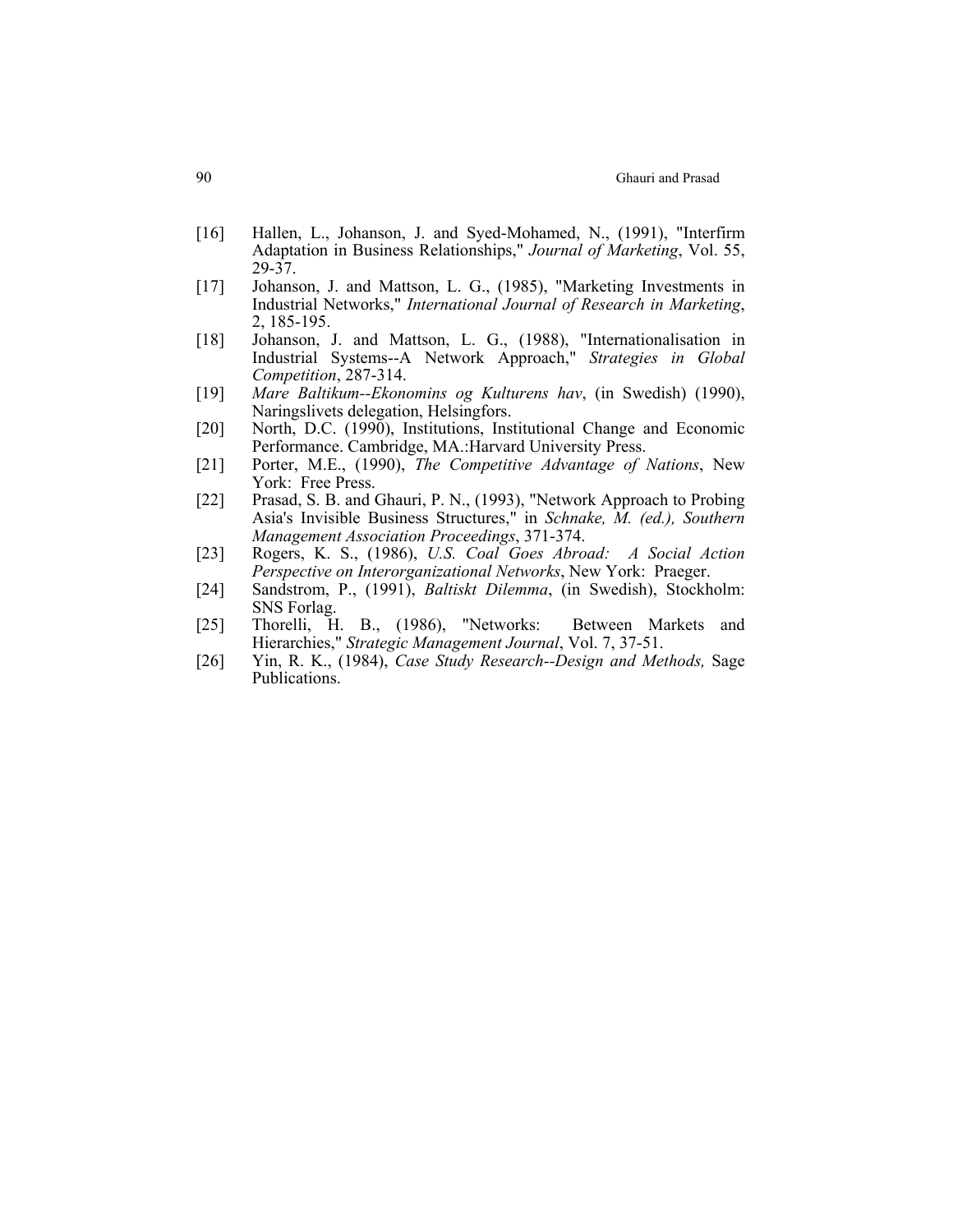[16] Hallen, L., Johanson, J. and Syed-Mohamed, N., (1991), "Interfirm Adaptation in Business Relationships," *Journal of Marketing*, Vol. 55, 29-37.

[17] Johanson, J. and Mattson, L. G., (1985), "Marketing Investments in Industrial Networks," *International Journal of Research in Marketing*, 2, 185-195.

[18] Johanson, J. and Mattson, L. G., (1988), "Internationalisation in Industrial Systems--A Network Approach," *Strategies in Global Competition*, 287-314.

[19] *Mare Baltikum--Ekonomins og Kulturens hav*, (in Swedish) (1990), Naringslivets delegation, Helsingfors.

[20] North, D.C. (1990), Institutions, Institutional Change and Economic Performance. Cambridge, MA.:Harvard University Press.

[21] Porter, M.E., (1990), *The Competitive Advantage of Nations*, New York: Free Press.

[22] Prasad, S. B. and Ghauri, P. N., (1993), "Network Approach to Probing Asia's Invisible Business Structures," in *Schnake, M. (ed.), Southern Management Association Proceedings*, 371-374.

[23] Rogers, K. S., (1986), *U.S. Coal Goes Abroad: A Social Action Perspective on Interorganizational Networks*, New York: Praeger.

[24] Sandstrom, P., (1991), *Baltiskt Dilemma*, (in Swedish), Stockholm: SNS Forlag.

[25] Thorelli, H. B., (1986), "Networks: Between Markets and Hierarchies," *Strategic Management Journal*, Vol. 7, 37-51.

[26] Yin, R. K., (1984), *Case Study Research--Design and Methods,* Sage Publications.